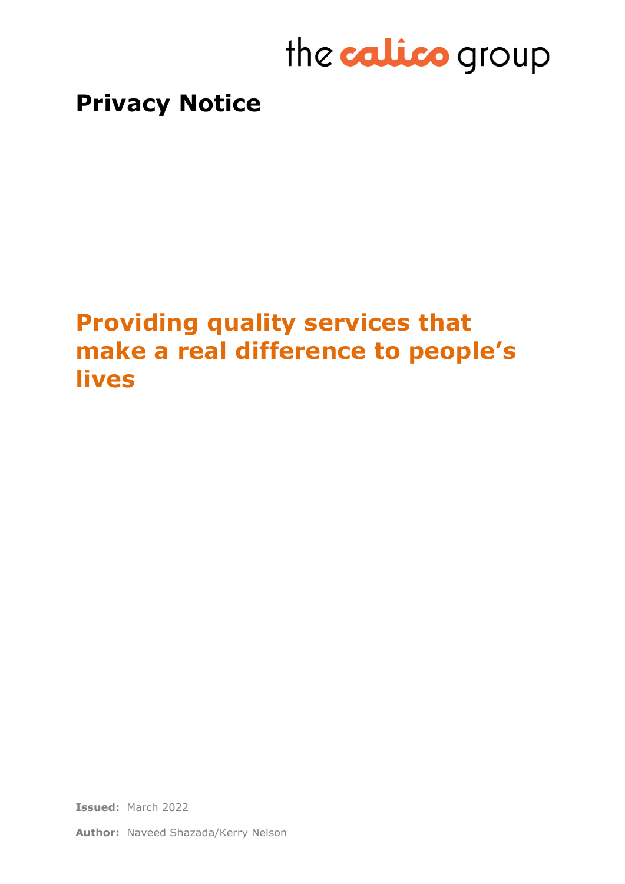the calico group

# Privacy Notice

## Providing quality services that make a real difference to people's lives

**Issued:** March 2022

**Author:** Naveed Shazada/Kerry Nelson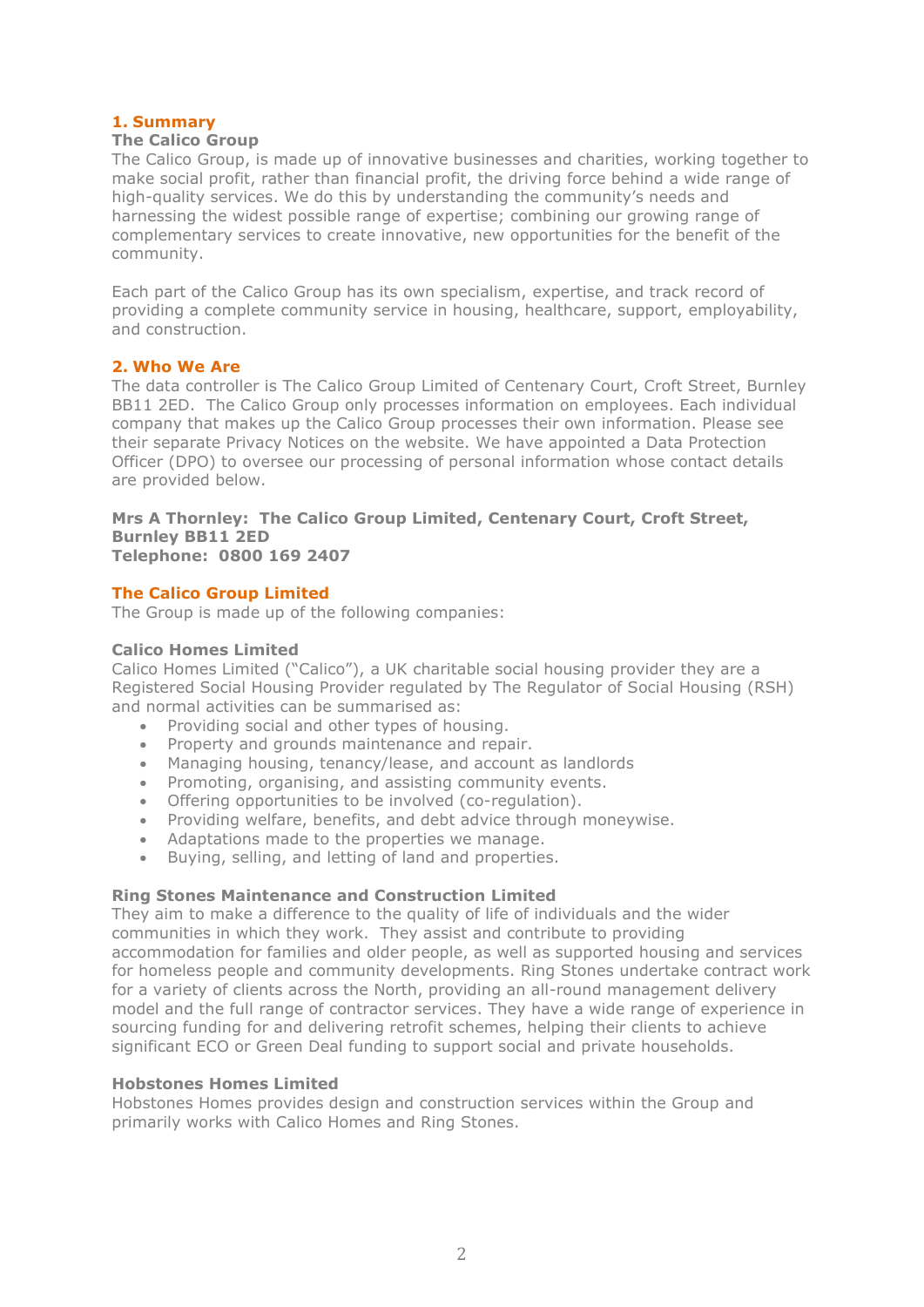## 1. Summary

### The Calico Group

The Calico Group, is made up of innovative businesses and charities, working together to make social profit, rather than financial profit, the driving force behind a wide range of high-quality services. We do this by understanding the community's needs and harnessing the widest possible range of expertise; combining our growing range of complementary services to create innovative, new opportunities for the benefit of the community.

Each part of the Calico Group has its own specialism, expertise, and track record of providing a complete community service in housing, healthcare, support, employability, and construction.

## 2. Who We Are

The data controller is The Calico Group Limited of Centenary Court, Croft Street, Burnley BB11 2ED. The Calico Group only processes information on employees. Each individual company that makes up the Calico Group processes their own information. Please see their separate Privacy Notices on the website. We have appointed a Data Protection Officer (DPO) to oversee our processing of personal information whose contact details are provided below.

**Mrs A Thornley: The Calico Group Limited, Centenary Court, Croft Street, Burnley BB11 2ED**
**Telephone: 0800 169 2407**

## The Calico Group Limited

The Group is made up of the following companies:

### Calico Homes Limited

Calico Homes Limited ("Calico"), a UK charitable social housing provider they are a Registered Social Housing Provider regulated by The Regulator of Social Housing (RSH) and normal activities can be summarised as:

- Providing social and other types of housing.
- Property and grounds maintenance and repair.
- Managing housing, tenancy/lease, and account as landlords
- Promoting, organising, and assisting community events.
- Offering opportunities to be involved (co-regulation).
- Providing welfare, benefits, and debt advice through moneywise.
- Adaptations made to the properties we manage.
- Buying, selling, and letting of land and properties.

### Ring Stones Maintenance and Construction Limited

They aim to make a difference to the quality of life of individuals and the wider communities in which they work. They assist and contribute to providing accommodation for families and older people, as well as supported housing and services for homeless people and community developments. Ring Stones undertake contract work for a variety of clients across the North, providing an all-round management delivery model and the full range of contractor services. They have a wide range of experience in sourcing funding for and delivering retrofit schemes, helping their clients to achieve significant ECO or Green Deal funding to support social and private households.

### Hobstones Homes Limited

Hobstones Homes provides design and construction services within the Group and primarily works with Calico Homes and Ring Stones.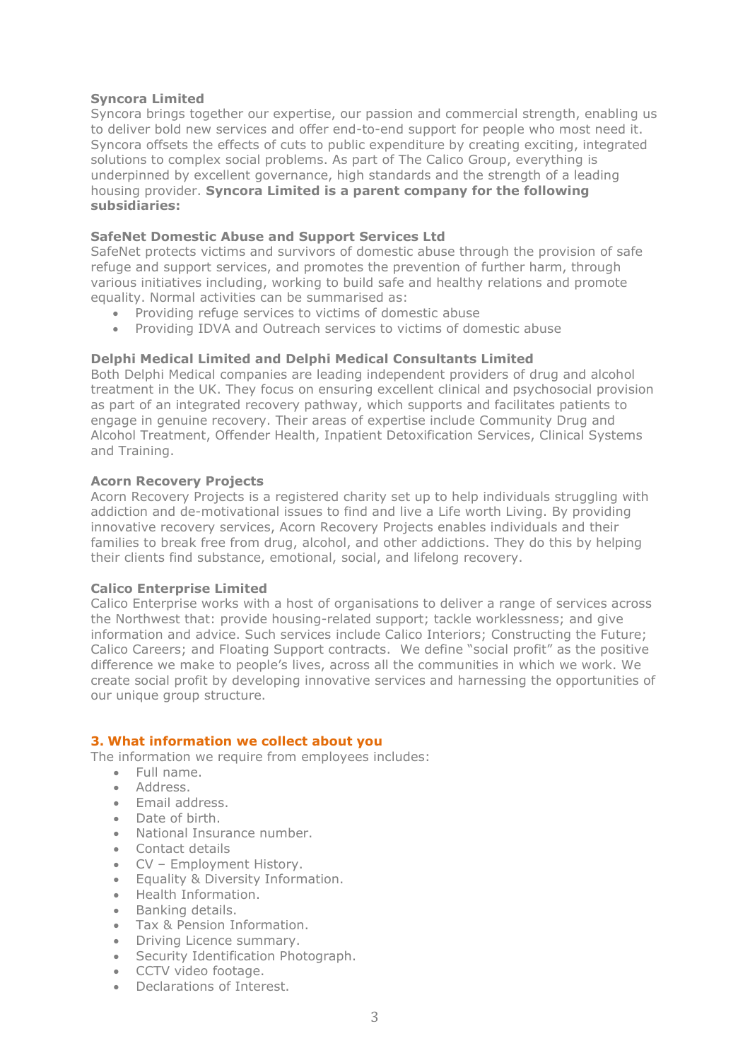### Syncora Limited

Syncora brings together our expertise, our passion and commercial strength, enabling us to deliver bold new services and offer end-to-end support for people who most need it. Syncora offsets the effects of cuts to public expenditure by creating exciting, integrated solutions to complex social problems. As part of The Calico Group, everything is underpinned by excellent governance, high standards and the strength of a leading housing provider. **Syncora Limited is a parent company for the following subsidiaries:**

### SafeNet Domestic Abuse and Support Services Ltd

SafeNet protects victims and survivors of domestic abuse through the provision of safe refuge and support services, and promotes the prevention of further harm, through various initiatives including, working to build safe and healthy relations and promote equality. Normal activities can be summarised as:

- Providing refuge services to victims of domestic abuse
- Providing IDVA and Outreach services to victims of domestic abuse

### Delphi Medical Limited and Delphi Medical Consultants Limited

Both Delphi Medical companies are leading independent providers of drug and alcohol treatment in the UK. They focus on ensuring excellent clinical and psychosocial provision as part of an integrated recovery pathway, which supports and facilitates patients to engage in genuine recovery. Their areas of expertise include Community Drug and Alcohol Treatment, Offender Health, Inpatient Detoxification Services, Clinical Systems and Training.

### Acorn Recovery Projects

Acorn Recovery Projects is a registered charity set up to help individuals struggling with addiction and de-motivational issues to find and live a Life worth Living. By providing innovative recovery services, Acorn Recovery Projects enables individuals and their families to break free from drug, alcohol, and other addictions. They do this by helping their clients find substance, emotional, social, and lifelong recovery.

### Calico Enterprise Limited

Calico Enterprise works with a host of organisations to deliver a range of services across the Northwest that: provide housing-related support; tackle worklessness; and give information and advice. Such services include Calico Interiors; Constructing the Future; Calico Careers; and Floating Support contracts. We define "social profit" as the positive difference we make to people's lives, across all the communities in which we work. We create social profit by developing innovative services and harnessing the opportunities of our unique group structure.

## 3. What information we collect about you

The information we require from employees includes:

- Full name.
- Address.
- Email address.
- Date of birth.
- National Insurance number.
- Contact details
- CV – Employment History.
- Equality & Diversity Information.
- Health Information.
- Banking details.
- Tax & Pension Information.
- Driving Licence summary.
- Security Identification Photograph.
- CCTV video footage.
- Declarations of Interest.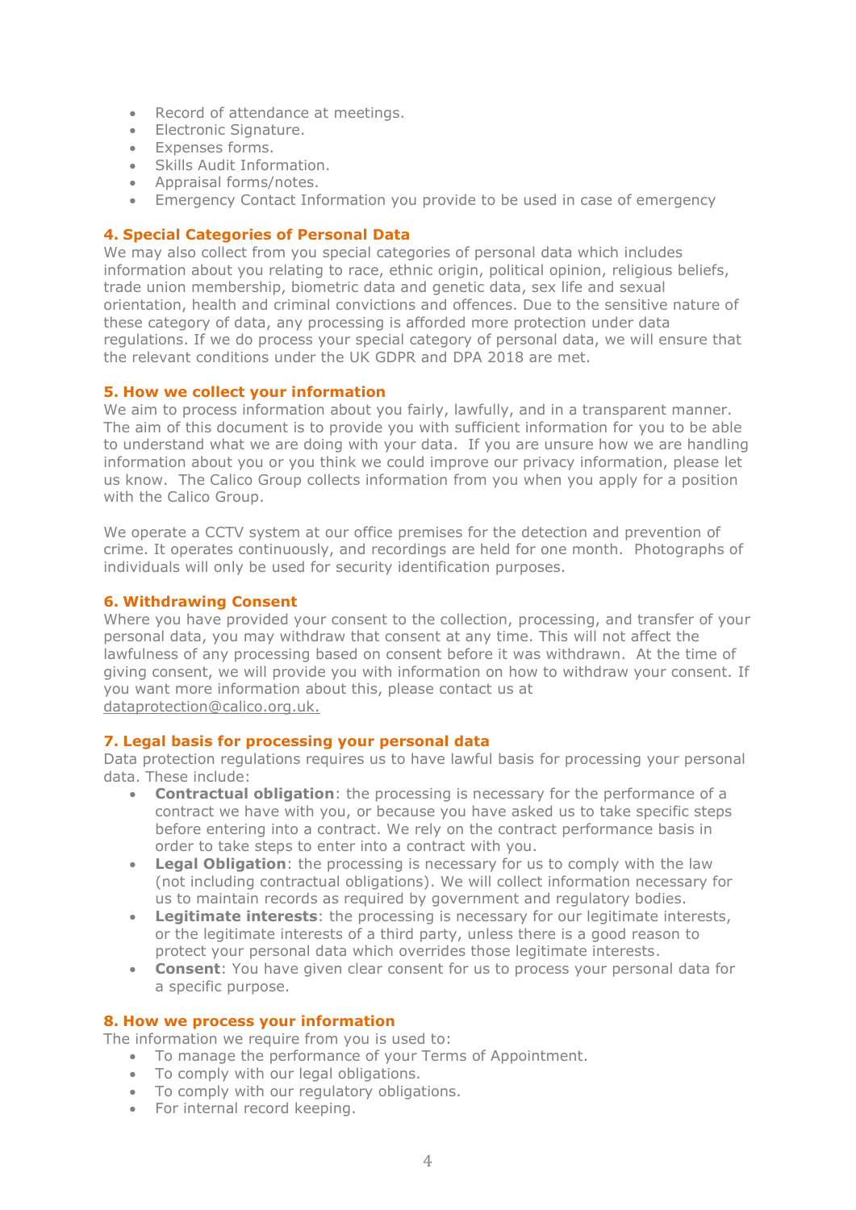- Record of attendance at meetings.
- Electronic Signature.
- Expenses forms.
- Skills Audit Information.
- Appraisal forms/notes.
- Emergency Contact Information you provide to be used in case of emergency

## 4. Special Categories of Personal Data

We may also collect from you special categories of personal data which includes information about you relating to race, ethnic origin, political opinion, religious beliefs, trade union membership, biometric data and genetic data, sex life and sexual orientation, health and criminal convictions and offences. Due to the sensitive nature of these category of data, any processing is afforded more protection under data regulations. If we do process your special category of personal data, we will ensure that the relevant conditions under the UK GDPR and DPA 2018 are met.

## 5. How we collect your information

We aim to process information about you fairly, lawfully, and in a transparent manner. The aim of this document is to provide you with sufficient information for you to be able to understand what we are doing with your data. If you are unsure how we are handling information about you or you think we could improve our privacy information, please let us know. The Calico Group collects information from you when you apply for a position with the Calico Group.

We operate a CCTV system at our office premises for the detection and prevention of crime. It operates continuously, and recordings are held for one month. Photographs of individuals will only be used for security identification purposes.

## 6. Withdrawing Consent

Where you have provided your consent to the collection, processing, and transfer of your personal data, you may withdraw that consent at any time. This will not affect the lawfulness of any processing based on consent before it was withdrawn. At the time of giving consent, we will provide you with information on how to withdraw your consent. If you want more information about this, please contact us at dataprotection@calico.org.uk.

## 7. Legal basis for processing your personal data

Data protection regulations requires us to have lawful basis for processing your personal data. These include:

- **Contractual obligation**: the processing is necessary for the performance of a contract we have with you, or because you have asked us to take specific steps before entering into a contract. We rely on the contract performance basis in order to take steps to enter into a contract with you.
- **Legal Obligation**: the processing is necessary for us to comply with the law (not including contractual obligations). We will collect information necessary for us to maintain records as required by government and regulatory bodies.
- **Legitimate interests**: the processing is necessary for our legitimate interests, or the legitimate interests of a third party, unless there is a good reason to protect your personal data which overrides those legitimate interests.
- **Consent**: You have given clear consent for us to process your personal data for a specific purpose.

## 8. How we process your information

The information we require from you is used to:

- To manage the performance of your Terms of Appointment.
- To comply with our legal obligations.
- To comply with our regulatory obligations.
- For internal record keeping.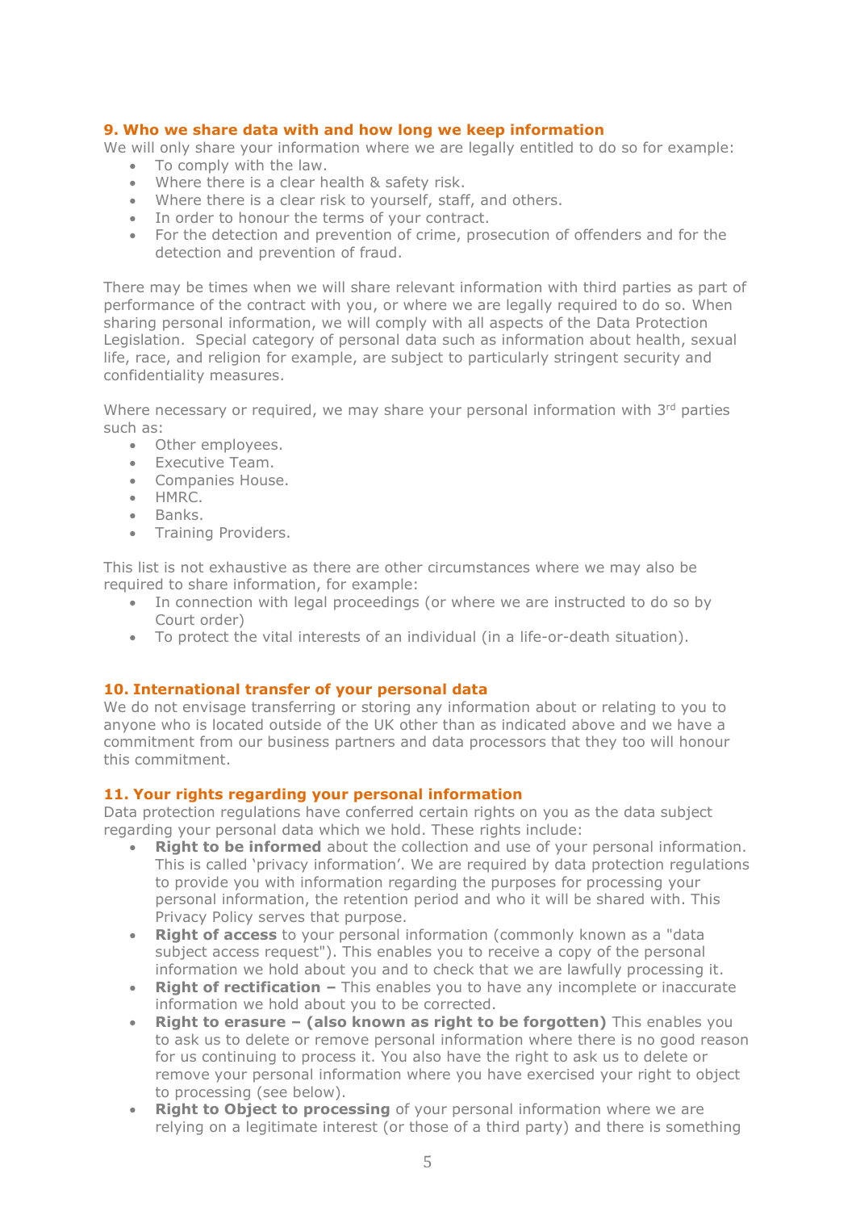## 9. Who we share data with and how long we keep information

We will only share your information where we are legally entitled to do so for example:

- To comply with the law.
- Where there is a clear health & safety risk.
- Where there is a clear risk to yourself, staff, and others.
- In order to honour the terms of your contract.
- For the detection and prevention of crime, prosecution of offenders and for the detection and prevention of fraud.

There may be times when we will share relevant information with third parties as part of performance of the contract with you, or where we are legally required to do so. When sharing personal information, we will comply with all aspects of the Data Protection Legislation. Special category of personal data such as information about health, sexual life, race, and religion for example, are subject to particularly stringent security and confidentiality measures.

Where necessary or required, we may share your personal information with 3rd parties such as:

- Other employees.
- Executive Team.
- Companies House.
- HMRC.
- Banks.
- Training Providers.

This list is not exhaustive as there are other circumstances where we may also be required to share information, for example:

- In connection with legal proceedings (or where we are instructed to do so by Court order)
- To protect the vital interests of an individual (in a life-or-death situation).

## 10. International transfer of your personal data

We do not envisage transferring or storing any information about or relating to you to anyone who is located outside of the UK other than as indicated above and we have a commitment from our business partners and data processors that they too will honour this commitment.

## 11. Your rights regarding your personal information

Data protection regulations have conferred certain rights on you as the data subject regarding your personal data which we hold. These rights include:

- **Right to be informed** about the collection and use of your personal information. This is called 'privacy information'. We are required by data protection regulations to provide you with information regarding the purposes for processing your personal information, the retention period and who it will be shared with. This Privacy Policy serves that purpose.
- **Right of access** to your personal information (commonly known as a "data subject access request"). This enables you to receive a copy of the personal information we hold about you and to check that we are lawfully processing it.
- **Right of rectification –** This enables you to have any incomplete or inaccurate information we hold about you to be corrected.
- **Right to erasure – (also known as right to be forgotten)** This enables you to ask us to delete or remove personal information where there is no good reason for us continuing to process it. You also have the right to ask us to delete or remove your personal information where you have exercised your right to object to processing (see below).
- **Right to Object to processing** of your personal information where we are relying on a legitimate interest (or those of a third party) and there is something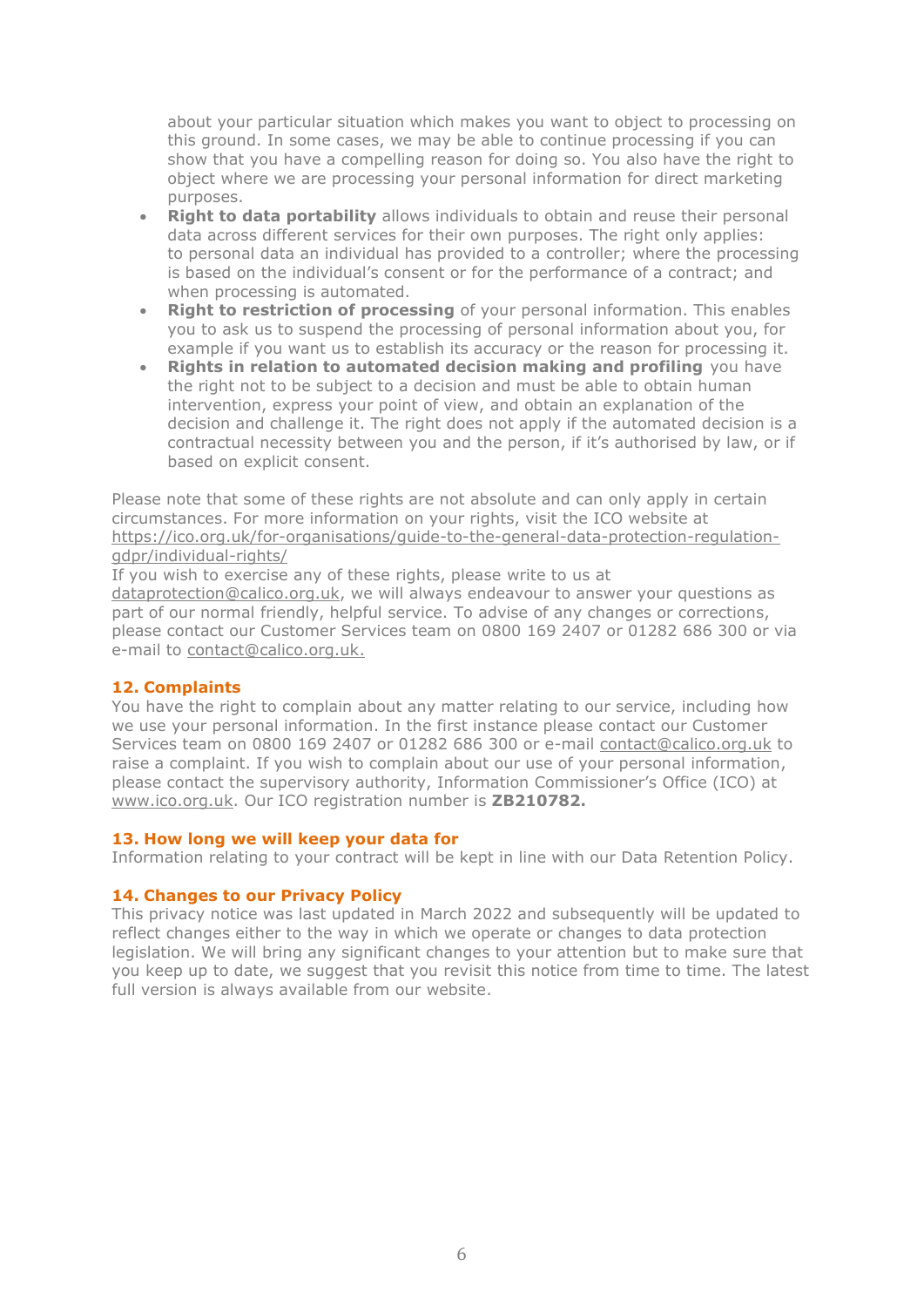about your particular situation which makes you want to object to processing on this ground. In some cases, we may be able to continue processing if you can show that you have a compelling reason for doing so. You also have the right to object where we are processing your personal information for direct marketing purposes.

- **Right to data portability** allows individuals to obtain and reuse their personal data across different services for their own purposes. The right only applies: to personal data an individual has provided to a controller; where the processing is based on the individual's consent or for the performance of a contract; and when processing is automated.
- **Right to restriction of processing** of your personal information. This enables you to ask us to suspend the processing of personal information about you, for example if you want us to establish its accuracy or the reason for processing it.
- **Rights in relation to automated decision making and profiling** you have the right not to be subject to a decision and must be able to obtain human intervention, express your point of view, and obtain an explanation of the decision and challenge it. The right does not apply if the automated decision is a contractual necessity between you and the person, if it's authorised by law, or if based on explicit consent.

Please note that some of these rights are not absolute and can only apply in certain circumstances. For more information on your rights, visit the ICO website at https://ico.org.uk/for-organisations/guide-to-the-general-data-protection-regulation-gdpr/individual-rights/

If you wish to exercise any of these rights, please write to us at dataprotection@calico.org.uk, we will always endeavour to answer your questions as part of our normal friendly, helpful service. To advise of any changes or corrections, please contact our Customer Services team on 0800 169 2407 or 01282 686 300 or via e-mail to contact@calico.org.uk.

## 12. Complaints

You have the right to complain about any matter relating to our service, including how we use your personal information. In the first instance please contact our Customer Services team on 0800 169 2407 or 01282 686 300 or e-mail contact@calico.org.uk to raise a complaint. If you wish to complain about our use of your personal information, please contact the supervisory authority, Information Commissioner's Office (ICO) at www.ico.org.uk. Our ICO registration number is **ZB210782.**

## 13. How long we will keep your data for

Information relating to your contract will be kept in line with our Data Retention Policy.

## 14. Changes to our Privacy Policy

This privacy notice was last updated in March 2022 and subsequently will be updated to reflect changes either to the way in which we operate or changes to data protection legislation. We will bring any significant changes to your attention but to make sure that you keep up to date, we suggest that you revisit this notice from time to time. The latest full version is always available from our website.